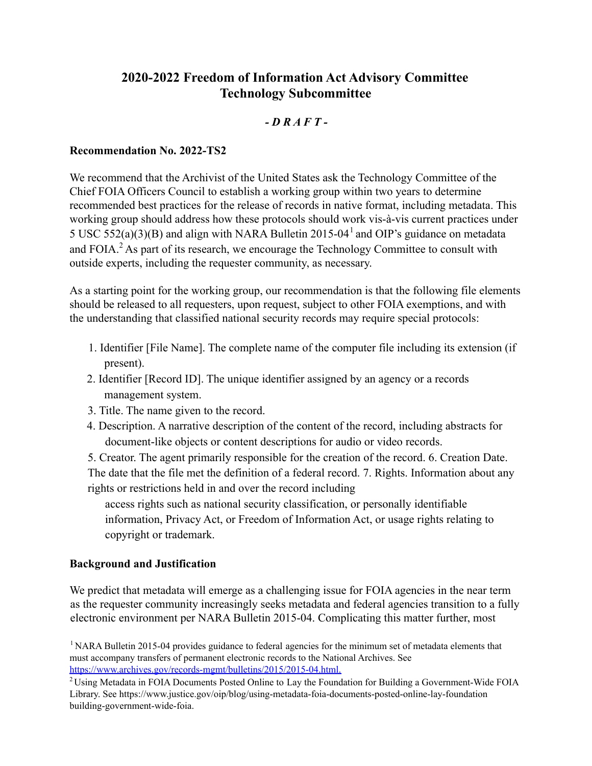# 2020-2022 Freedom of Information Act Advisory Committee Technology Subcommittee

***- D R A F T -***

**Recommendation No. 2022-TS2**

We recommend that the Archivist of the United States ask the Technology Committee of the Chief FOIA Officers Council to establish a working group within two years to determine recommended best practices for the release of records in native format, including metadata. This working group should address how these protocols should work vis-à-vis current practices under 5 USC 552(a)(3)(B) and align with NARA Bulletin 2015-04[1] and OIP's guidance on metadata and FOIA.[2] As part of its research, we encourage the Technology Committee to consult with outside experts, including the requester community, as necessary.

As a starting point for the working group, our recommendation is that the following file elements should be released to all requesters, upon request, subject to other FOIA exemptions, and with the understanding that classified national security records may require special protocols:

1. Identifier [File Name]. The complete name of the computer file including its extension (if present).
2. Identifier [Record ID]. The unique identifier assigned by an agency or a records management system.
3. Title. The name given to the record.
4. Description. A narrative description of the content of the record, including abstracts for document-like objects or content descriptions for audio or video records.
5. Creator. The agent primarily responsible for the creation of the record.
6. Creation Date. The date that the file met the definition of a federal record.
7. Rights. Information about any rights or restrictions held in and over the record including access rights such as national security classification, or personally identifiable information, Privacy Act, or Freedom of Information Act, or usage rights relating to copyright or trademark.

**Background and Justification**

We predict that metadata will emerge as a challenging issue for FOIA agencies in the near term as the requester community increasingly seeks metadata and federal agencies transition to a fully electronic environment per NARA Bulletin 2015-04. Complicating this matter further, most

[1] NARA Bulletin 2015-04 provides guidance to federal agencies for the minimum set of metadata elements that must accompany transfers of permanent electronic records to the National Archives. See https://www.archives.gov/records-mgmt/bulletins/2015/2015-04.html.

[2] Using Metadata in FOIA Documents Posted Online to Lay the Foundation for Building a Government-Wide FOIA Library. See https://www.justice.gov/oip/blog/using-metadata-foia-documents-posted-online-lay-foundation building-government-wide-foia.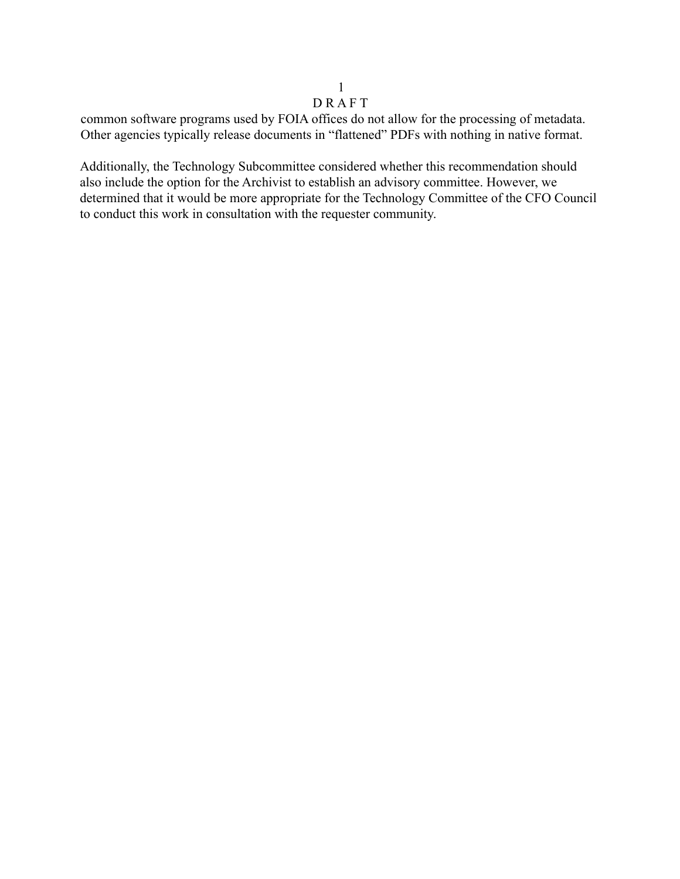D R A F T

common software programs used by FOIA offices do not allow for the processing of metadata. Other agencies typically release documents in “flattened” PDFs with nothing in native format.

Additionally, the Technology Subcommittee considered whether this recommendation should also include the option for the Archivist to establish an advisory committee. However, we determined that it would be more appropriate for the Technology Committee of the CFO Council to conduct this work in consultation with the requester community.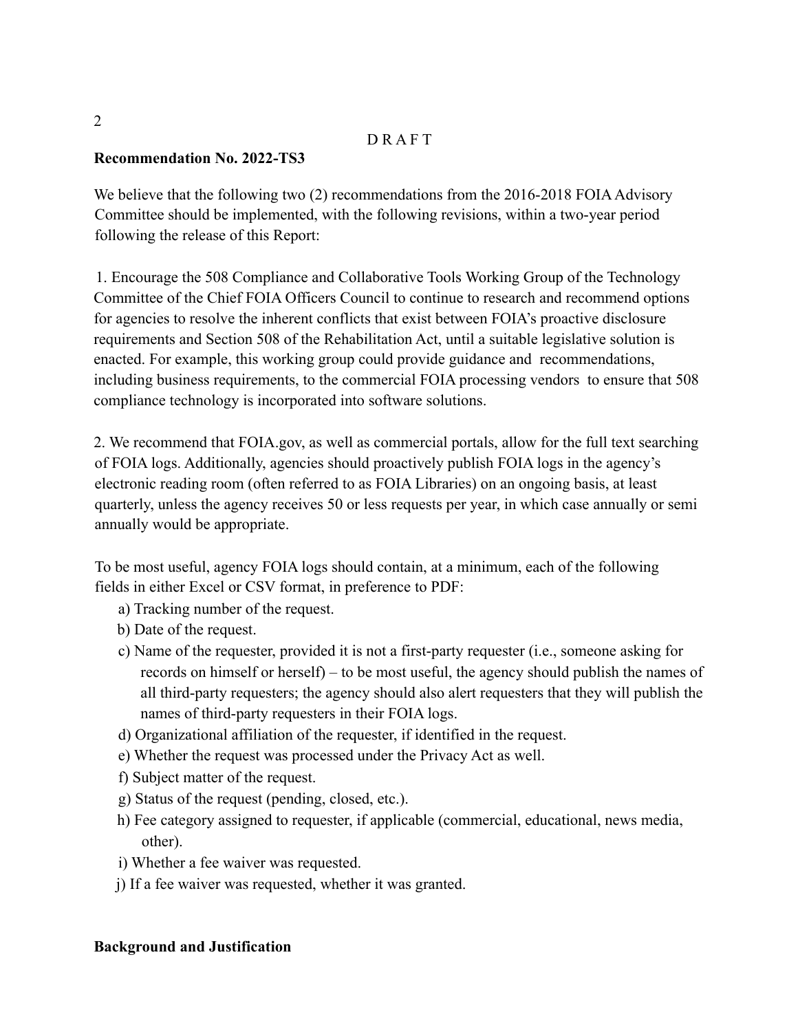D R A F T

**Recommendation No. 2022-TS3**

We believe that the following two (2) recommendations from the 2016-2018 FOIA Advisory Committee should be implemented, with the following revisions, within a two-year period following the release of this Report:

1. Encourage the 508 Compliance and Collaborative Tools Working Group of the Technology Committee of the Chief FOIA Officers Council to continue to research and recommend options for agencies to resolve the inherent conflicts that exist between FOIA's proactive disclosure requirements and Section 508 of the Rehabilitation Act, until a suitable legislative solution is enacted. For example, this working group could provide guidance and recommendations, including business requirements, to the commercial FOIA processing vendors to ensure that 508 compliance technology is incorporated into software solutions.

2. We recommend that FOIA.gov, as well as commercial portals, allow for the full text searching of FOIA logs. Additionally, agencies should proactively publish FOIA logs in the agency's electronic reading room (often referred to as FOIA Libraries) on an ongoing basis, at least quarterly, unless the agency receives 50 or less requests per year, in which case annually or semi annually would be appropriate.

To be most useful, agency FOIA logs should contain, at a minimum, each of the following fields in either Excel or CSV format, in preference to PDF:

a) Tracking number of the request.
b) Date of the request.
c) Name of the requester, provided it is not a first-party requester (i.e., someone asking for records on himself or herself) – to be most useful, the agency should publish the names of all third-party requesters; the agency should also alert requesters that they will publish the names of third-party requesters in their FOIA logs.
d) Organizational affiliation of the requester, if identified in the request.
e) Whether the request was processed under the Privacy Act as well.
f) Subject matter of the request.
g) Status of the request (pending, closed, etc.).
h) Fee category assigned to requester, if applicable (commercial, educational, news media, other).
i) Whether a fee waiver was requested.
j) If a fee waiver was requested, whether it was granted.

**Background and Justification**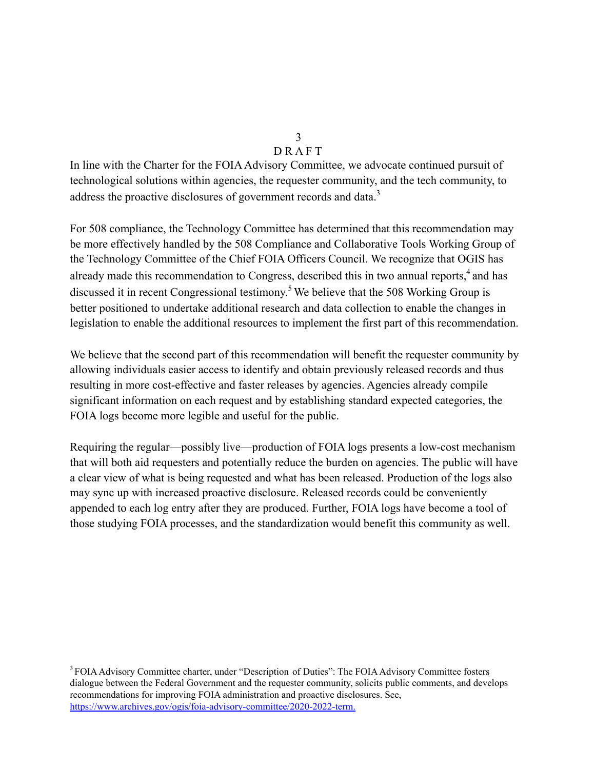D R A F T

In line with the Charter for the FOIA Advisory Committee, we advocate continued pursuit of technological solutions within agencies, the requester community, and the tech community, to address the proactive disclosures of government records and data.[3]

For 508 compliance, the Technology Committee has determined that this recommendation may be more effectively handled by the 508 Compliance and Collaborative Tools Working Group of the Technology Committee of the Chief FOIA Officers Council. We recognize that OGIS has already made this recommendation to Congress, described this in two annual reports,[4] and has discussed it in recent Congressional testimony.[5] We believe that the 508 Working Group is better positioned to undertake additional research and data collection to enable the changes in legislation to enable the additional resources to implement the first part of this recommendation.

We believe that the second part of this recommendation will benefit the requester community by allowing individuals easier access to identify and obtain previously released records and thus resulting in more cost-effective and faster releases by agencies. Agencies already compile significant information on each request and by establishing standard expected categories, the FOIA logs become more legible and useful for the public.

Requiring the regular—possibly live—production of FOIA logs presents a low-cost mechanism that will both aid requesters and potentially reduce the burden on agencies. The public will have a clear view of what is being requested and what has been released. Production of the logs also may sync up with increased proactive disclosure. Released records could be conveniently appended to each log entry after they are produced. Further, FOIA logs have become a tool of those studying FOIA processes, and the standardization would benefit this community as well.

[3] FOIA Advisory Committee charter, under "Description of Duties": The FOIA Advisory Committee fosters dialogue between the Federal Government and the requester community, solicits public comments, and develops recommendations for improving FOIA administration and proactive disclosures. See, https://www.archives.gov/ogis/foia-advisory-committee/2020-2022-term.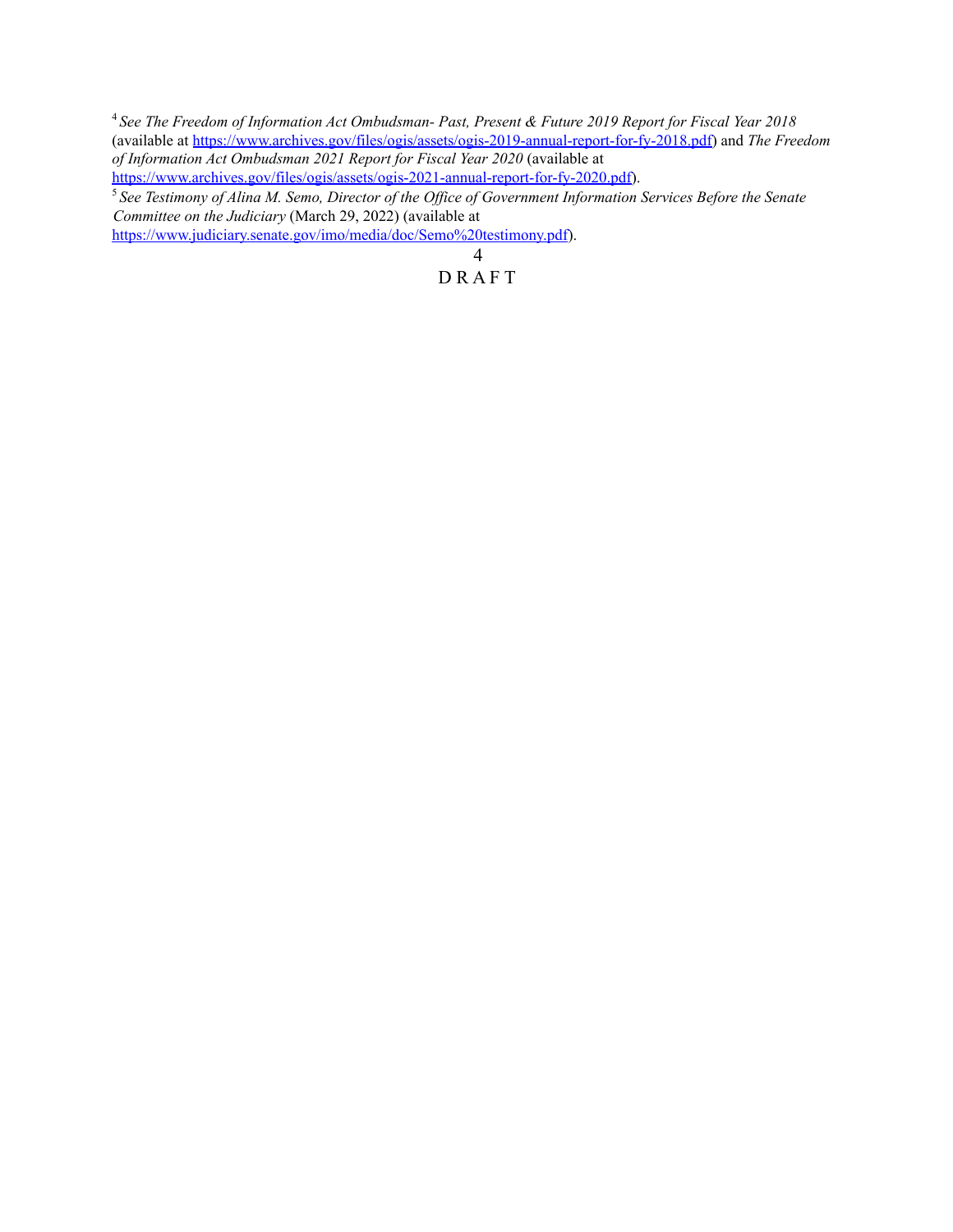[4] *See The Freedom of Information Act Ombudsman- Past, Present & Future 2019 Report for Fiscal Year 2018* (available at https://www.archives.gov/files/ogis/assets/ogis-2019-annual-report-for-fy-2018.pdf) and *The Freedom of Information Act Ombudsman 2021 Report for Fiscal Year 2020* (available at https://www.archives.gov/files/ogis/assets/ogis-2021-annual-report-for-fy-2020.pdf).

[5] *See Testimony of Alina M. Semo, Director of the Office of Government Information Services Before the Senate Committee on the Judiciary* (March 29, 2022) (available at https://www.judiciary.senate.gov/imo/media/doc/Semo%20testimony.pdf).